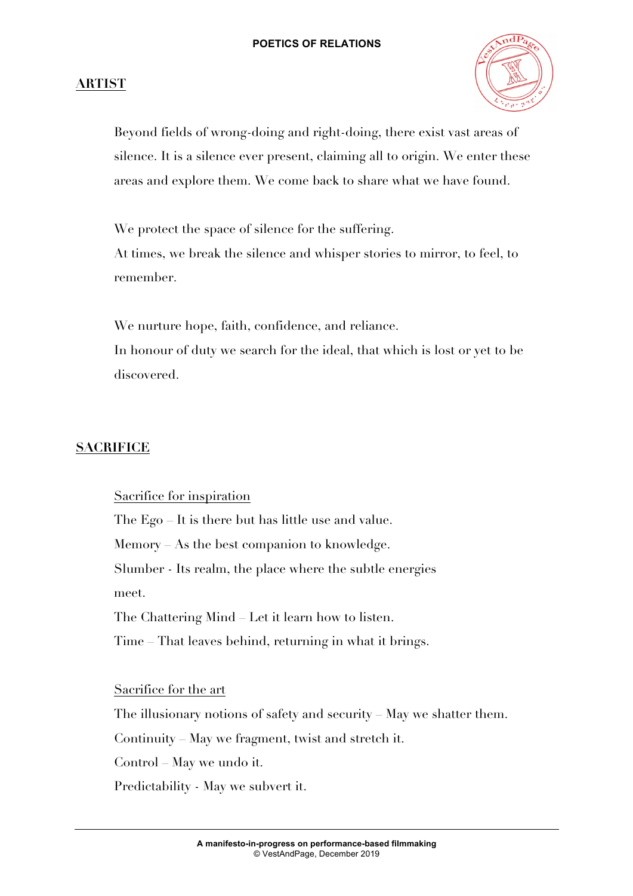## ARTIST

Beyond fields of wrong-doing and right-doing, there exist vast areas of silence. It is a silence ever present, claiming all to origin. We enter these areas and explore them. We come back to share what we have found.

We protect the space of silence for the suffering.
At times, we break the silence and whisper stories to mirror, to feel, to remember.

We nurture hope, faith, confidence, and reliance.
In honour of duty we search for the ideal, that which is lost or yet to be discovered.

## SACRIFICE

### Sacrifice for inspiration

The Ego – It is there but has little use and value.
Memory – As the best companion to knowledge.
Slumber - Its realm, the place where the subtle energies meet.
The Chattering Mind – Let it learn how to listen.
Time – That leaves behind, returning in what it brings.

### Sacrifice for the art

The illusionary notions of safety and security – May we shatter them.
Continuity – May we fragment, twist and stretch it.
Control – May we undo it.
Predictability - May we subvert it.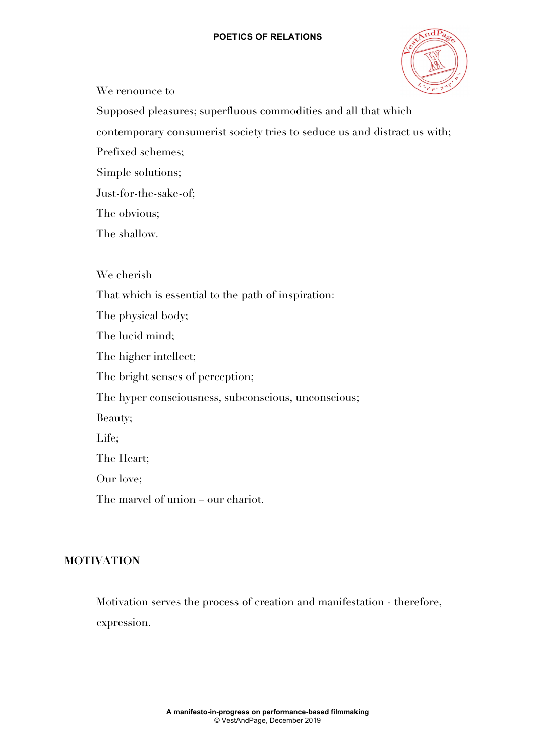<u>We renounce to</u>

Supposed pleasures; superfluous commodities and all that which contemporary consumerist society tries to seduce us and distract us with;

Prefixed schemes;

Simple solutions;

Just-for-the-sake-of;

The obvious;

The shallow.

<u>We cherish</u>

That which is essential to the path of inspiration:

The physical body;

The lucid mind;

The higher intellect;

The bright senses of perception;

The hyper consciousness, subconscious, unconscious;

Beauty;

Life;

The Heart;

Our love;

The marvel of union – our chariot.

## MOTIVATION

Motivation serves the process of creation and manifestation - therefore, expression.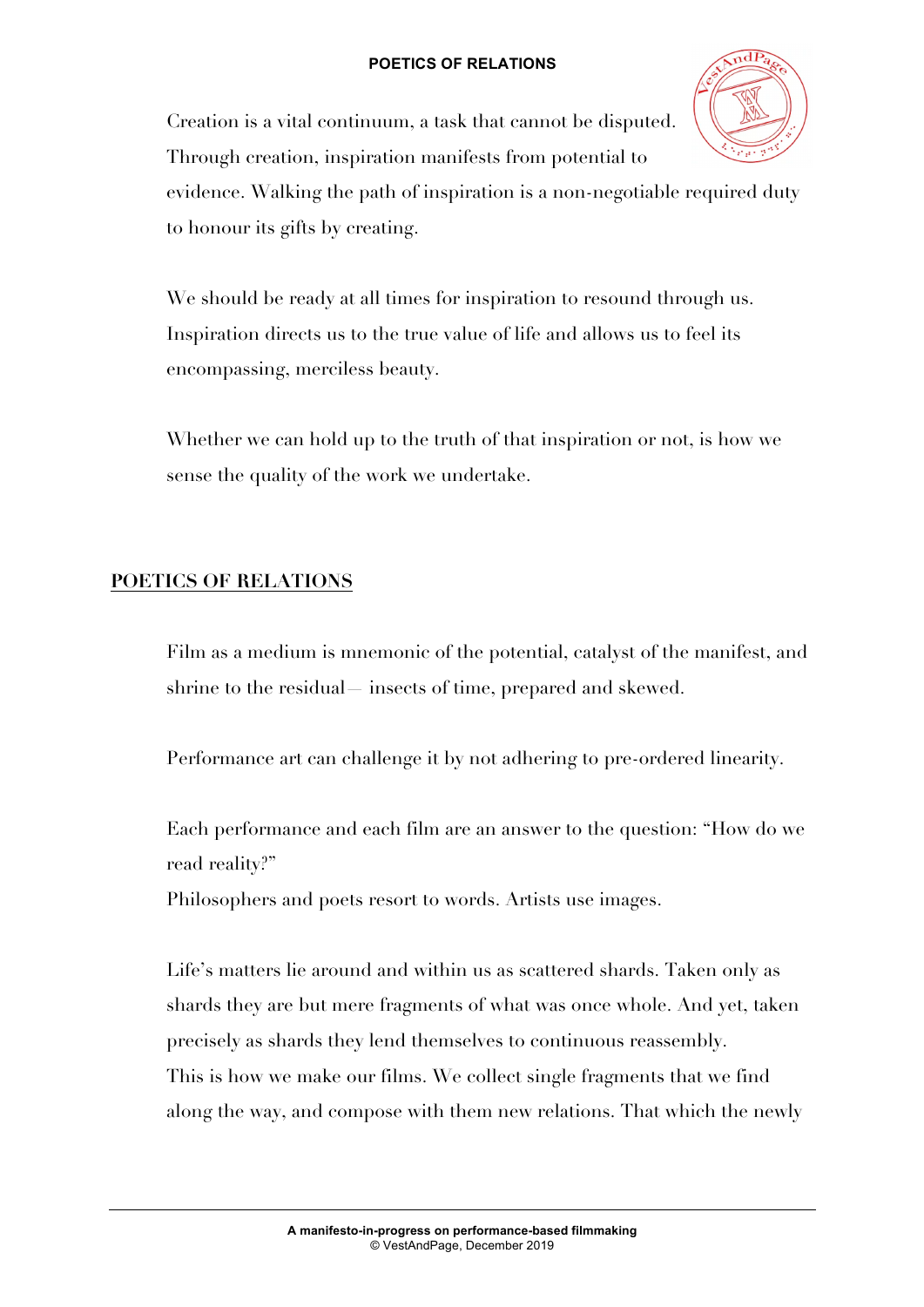Creation is a vital continuum, a task that cannot be disputed. Through creation, inspiration manifests from potential to evidence. Walking the path of inspiration is a non-negotiable required duty to honour its gifts by creating.

We should be ready at all times for inspiration to resound through us. Inspiration directs us to the true value of life and allows us to feel its encompassing, merciless beauty.

Whether we can hold up to the truth of that inspiration or not, is how we sense the quality of the work we undertake.

## POETICS OF RELATIONS

Film as a medium is mnemonic of the potential, catalyst of the manifest, and shrine to the residual— insects of time, prepared and skewed.

Performance art can challenge it by not adhering to pre-ordered linearity.

Each performance and each film are an answer to the question: "How do we read reality?"
Philosophers and poets resort to words. Artists use images.

Life's matters lie around and within us as scattered shards. Taken only as shards they are but mere fragments of what was once whole. And yet, taken precisely as shards they lend themselves to continuous reassembly.
This is how we make our films. We collect single fragments that we find along the way, and compose with them new relations. That which the newly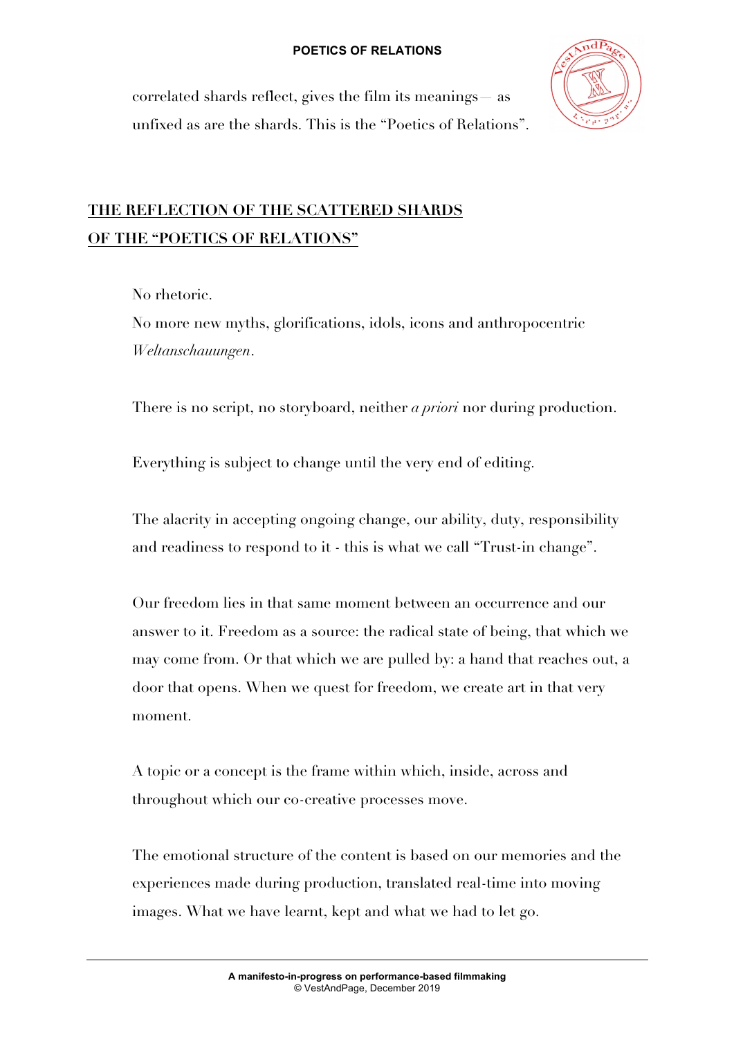correlated shards reflect, gives the film its meanings— as unfixed as are the shards. This is the "Poetics of Relations".

## THE REFLECTION OF THE SCATTERED SHARDS OF THE "POETICS OF RELATIONS"

No rhetoric.

No more new myths, glorifications, idols, icons and anthropocentric *Weltanschauungen*.

There is no script, no storyboard, neither *a priori* nor during production.

Everything is subject to change until the very end of editing.

The alacrity in accepting ongoing change, our ability, duty, responsibility and readiness to respond to it - this is what we call "Trust-in change".

Our freedom lies in that same moment between an occurrence and our answer to it. Freedom as a source: the radical state of being, that which we may come from. Or that which we are pulled by: a hand that reaches out, a door that opens. When we quest for freedom, we create art in that very moment.

A topic or a concept is the frame within which, inside, across and throughout which our co-creative processes move.

The emotional structure of the content is based on our memories and the experiences made during production, translated real-time into moving images. What we have learnt, kept and what we had to let go.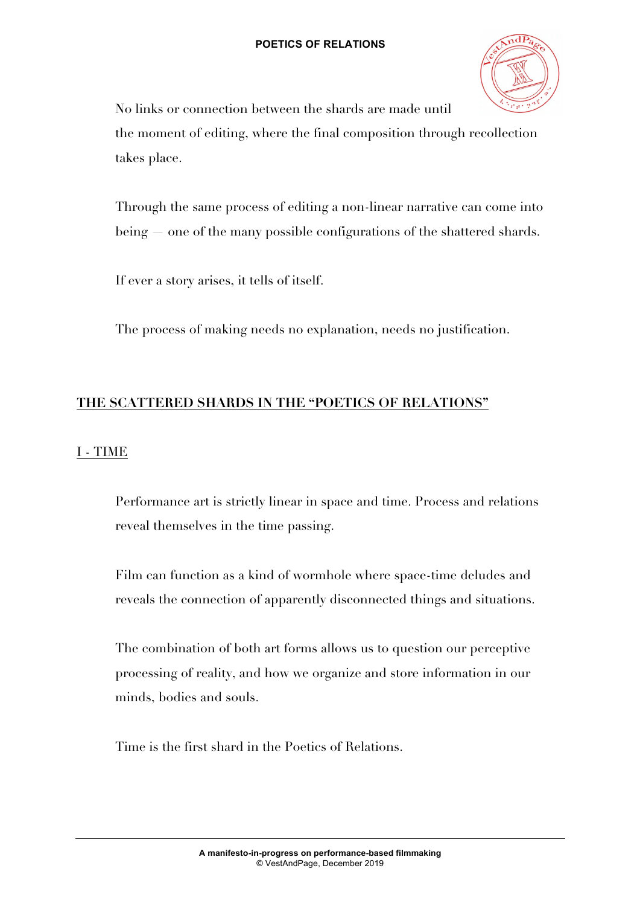No links or connection between the shards are made until the moment of editing, where the final composition through recollection takes place.

Through the same process of editing a non-linear narrative can come into being — one of the many possible configurations of the shattered shards.

If ever a story arises, it tells of itself.

The process of making needs no explanation, needs no justification.

## THE SCATTERED SHARDS IN THE "POETICS OF RELATIONS"

### I - TIME

Performance art is strictly linear in space and time. Process and relations reveal themselves in the time passing.

Film can function as a kind of wormhole where space-time deludes and reveals the connection of apparently disconnected things and situations.

The combination of both art forms allows us to question our perceptive processing of reality, and how we organize and store information in our minds, bodies and souls.

Time is the first shard in the Poetics of Relations.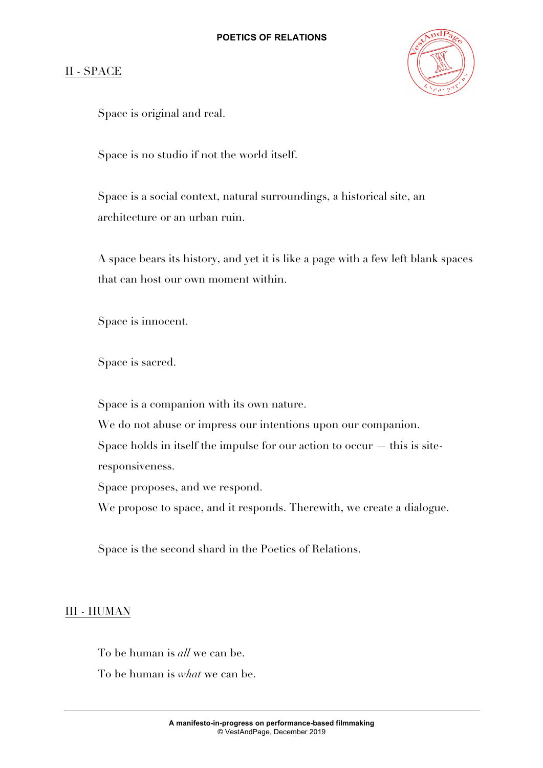## II - SPACE

Space is original and real.

Space is no studio if not the world itself.

Space is a social context, natural surroundings, a historical site, an architecture or an urban ruin.

A space bears its history, and yet it is like a page with a few left blank spaces that can host our own moment within.

Space is innocent.

Space is sacred.

Space is a companion with its own nature.
We do not abuse or impress our intentions upon our companion.
Space holds in itself the impulse for our action to occur — this is site-responsiveness.
Space proposes, and we respond.
We propose to space, and it responds. Therewith, we create a dialogue.

Space is the second shard in the Poetics of Relations.

## III - HUMAN

To be human is *all* we can be.
To be human is *what* we can be.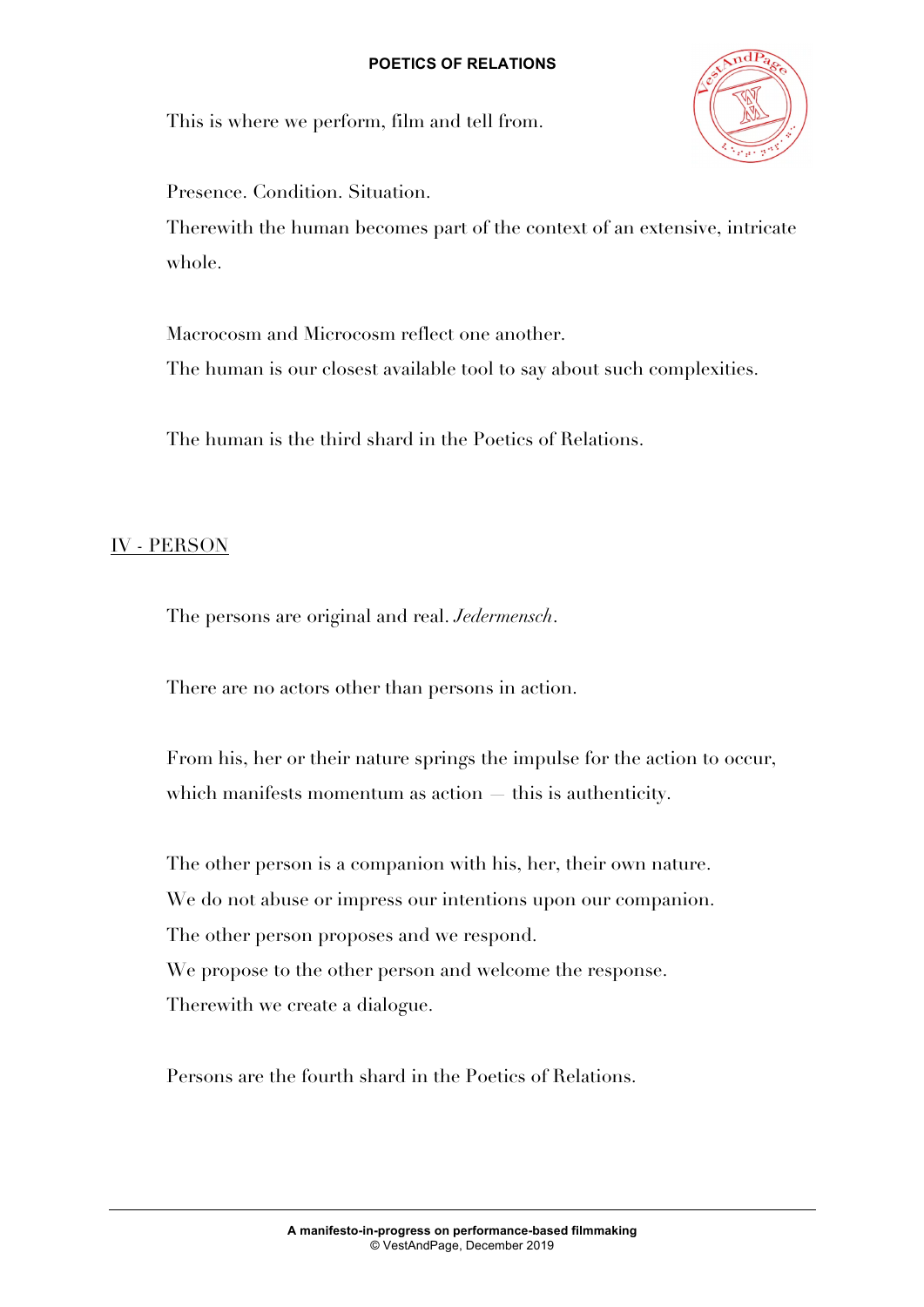This is where we perform, film and tell from.

Presence. Condition. Situation.

Therewith the human becomes part of the context of an extensive, intricate whole.

Macrocosm and Microcosm reflect one another.

The human is our closest available tool to say about such complexities.

The human is the third shard in the Poetics of Relations.

## IV - PERSON

The persons are original and real. *Jedermensch*.

There are no actors other than persons in action.

From his, her or their nature springs the impulse for the action to occur, which manifests momentum as action — this is authenticity.

The other person is a companion with his, her, their own nature.

We do not abuse or impress our intentions upon our companion.

The other person proposes and we respond.

We propose to the other person and welcome the response.

Therewith we create a dialogue.

Persons are the fourth shard in the Poetics of Relations.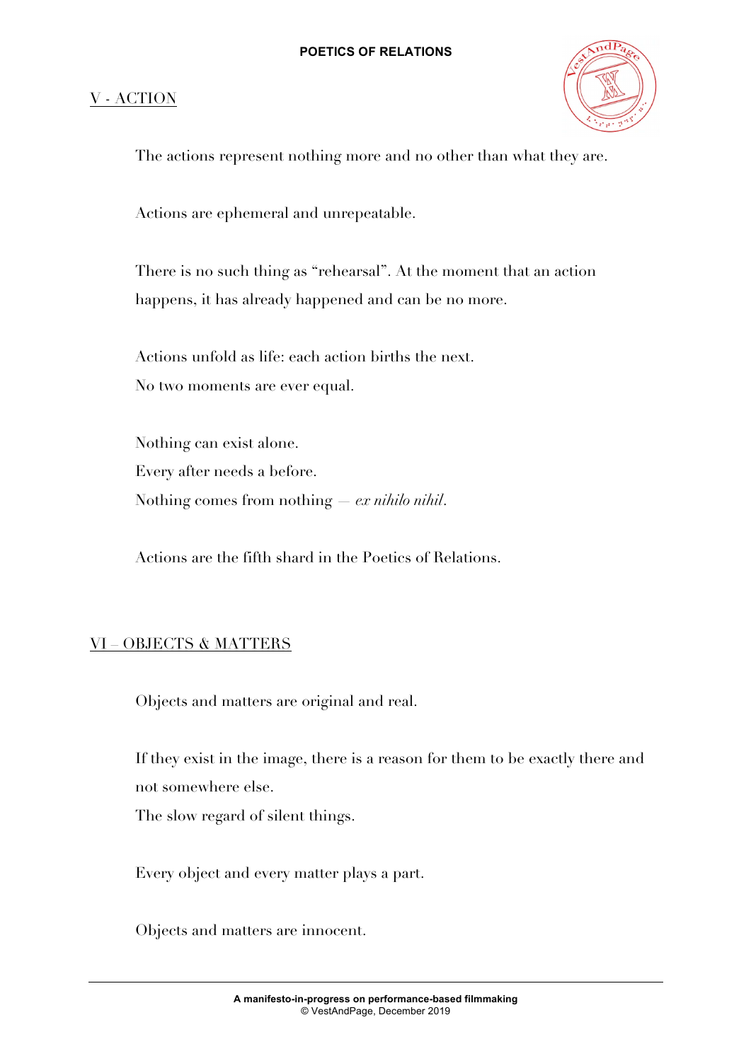## V - ACTION

The actions represent nothing more and no other than what they are.

Actions are ephemeral and unrepeatable.

There is no such thing as "rehearsal". At the moment that an action happens, it has already happened and can be no more.

Actions unfold as life: each action births the next.
No two moments are ever equal.

Nothing can exist alone.
Every after needs a before.
Nothing comes from nothing – *ex nihilo nihil*.

Actions are the fifth shard in the Poetics of Relations.

## VI – OBJECTS & MATTERS

Objects and matters are original and real.

If they exist in the image, there is a reason for them to be exactly there and not somewhere else.
The slow regard of silent things.

Every object and every matter plays a part.

Objects and matters are innocent.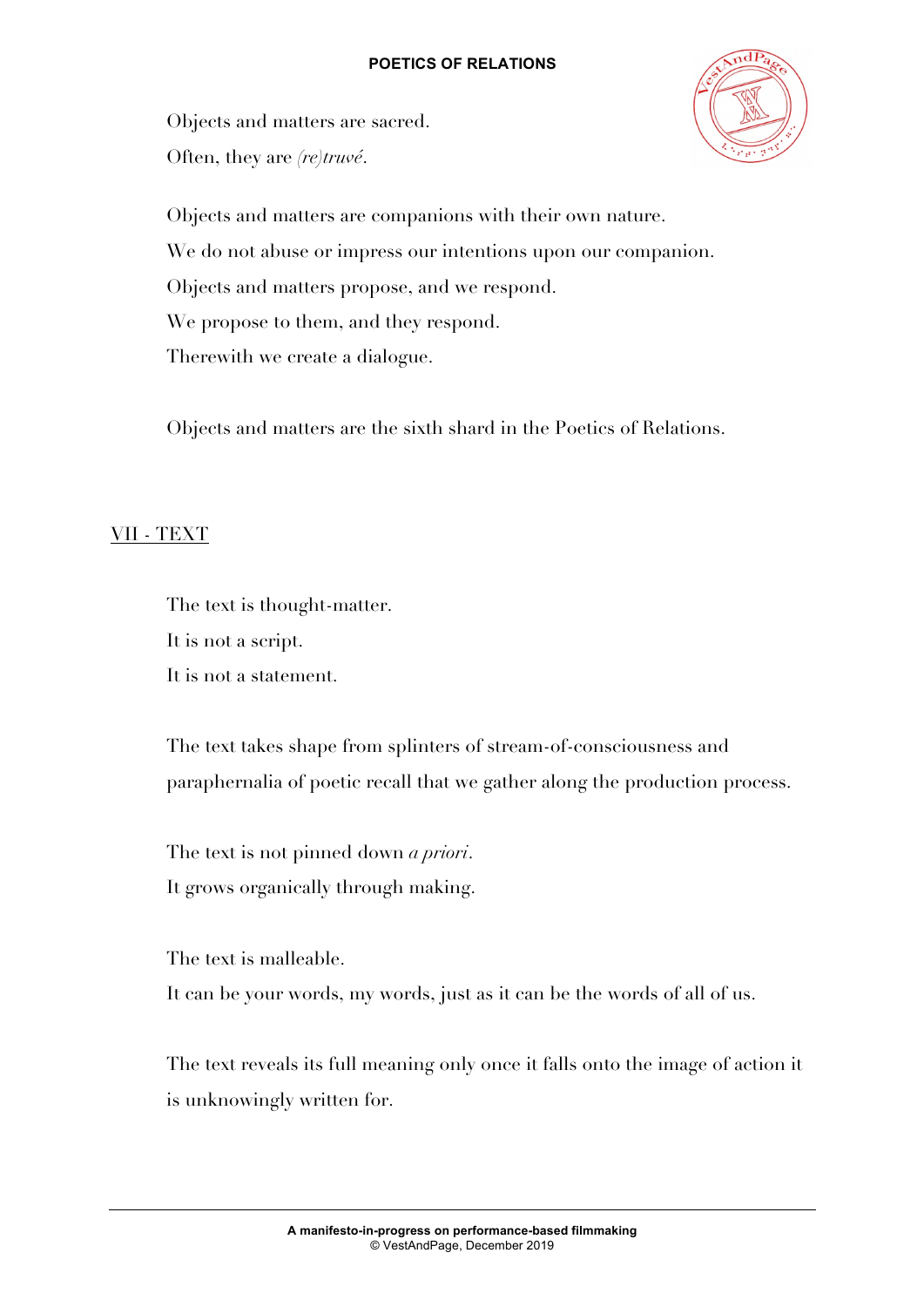Objects and matters are sacred.
Often, they are *(re)truvé*.

Objects and matters are companions with their own nature.
We do not abuse or impress our intentions upon our companion.
Objects and matters propose, and we respond.
We propose to them, and they respond.
Therewith we create a dialogue.

Objects and matters are the sixth shard in the Poetics of Relations.

## VII - TEXT

The text is thought-matter.
It is not a script.
It is not a statement.

The text takes shape from splinters of stream-of-consciousness and paraphernalia of poetic recall that we gather along the production process.

The text is not pinned down *a priori*.
It grows organically through making.

The text is malleable.
It can be your words, my words, just as it can be the words of all of us.

The text reveals its full meaning only once it falls onto the image of action it is unknowingly written for.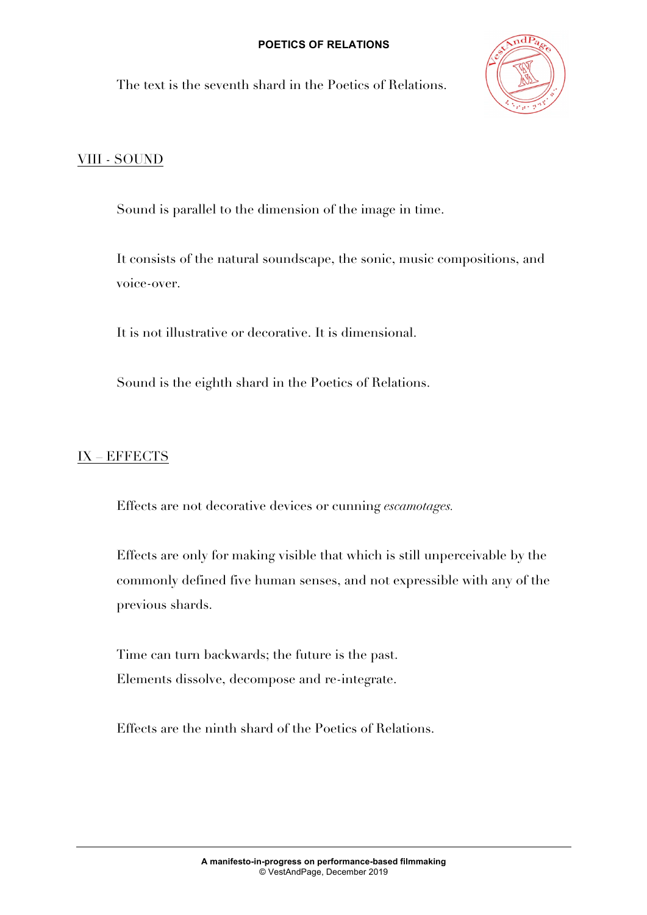The text is the seventh shard in the Poetics of Relations.

## VIII - SOUND

Sound is parallel to the dimension of the image in time.

It consists of the natural soundscape, the sonic, music compositions, and voice-over.

It is not illustrative or decorative. It is dimensional.

Sound is the eighth shard in the Poetics of Relations.

## IX – EFFECTS

Effects are not decorative devices or cunning *escamotages.*

Effects are only for making visible that which is still unperceivable by the commonly defined five human senses, and not expressible with any of the previous shards.

Time can turn backwards; the future is the past.
Elements dissolve, decompose and re-integrate.

Effects are the ninth shard of the Poetics of Relations.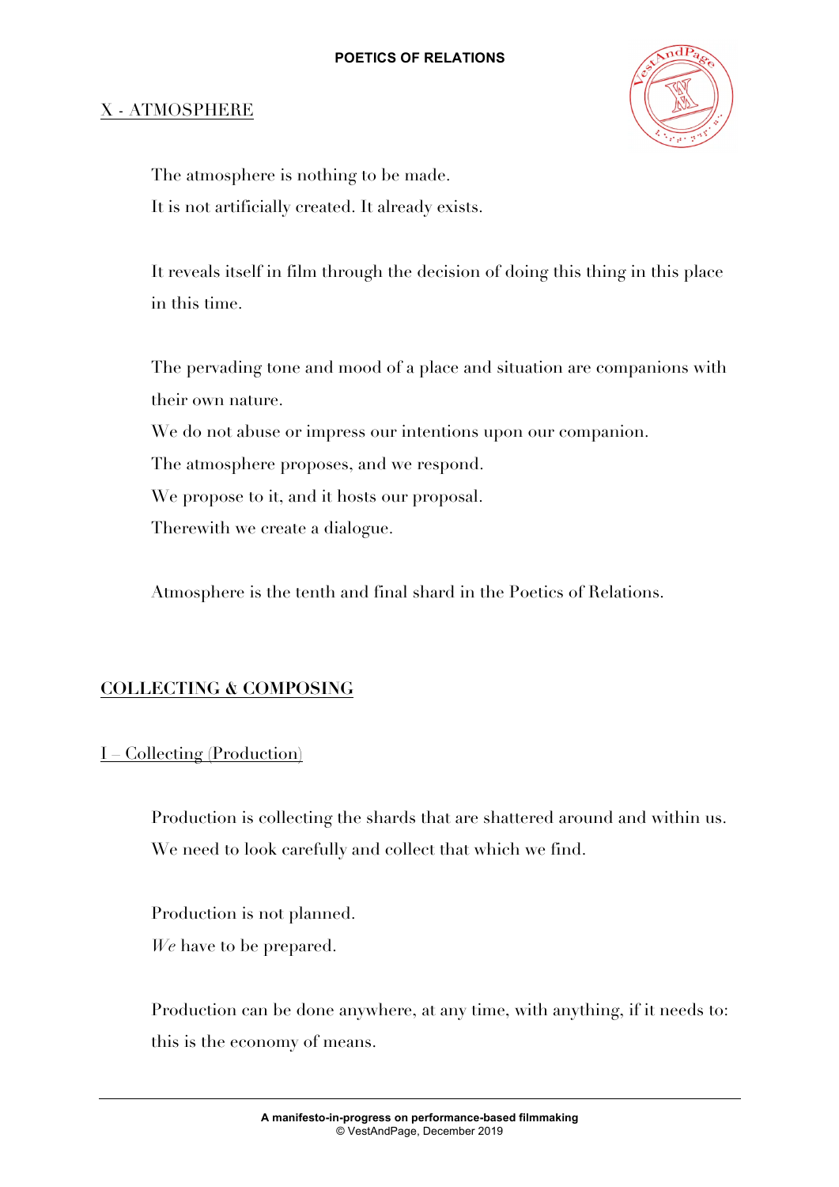## X - ATMOSPHERE

The atmosphere is nothing to be made.
It is not artificially created. It already exists.

It reveals itself in film through the decision of doing this thing in this place in this time.

The pervading tone and mood of a place and situation are companions with their own nature.
We do not abuse or impress our intentions upon our companion.
The atmosphere proposes, and we respond.
We propose to it, and it hosts our proposal.
Therewith we create a dialogue.

Atmosphere is the tenth and final shard in the Poetics of Relations.

# COLLECTING & COMPOSING

## I – Collecting (Production)

Production is collecting the shards that are shattered around and within us.
We need to look carefully and collect that which we find.

Production is not planned.
*We* have to be prepared.

Production can be done anywhere, at any time, with anything, if it needs to: this is the economy of means.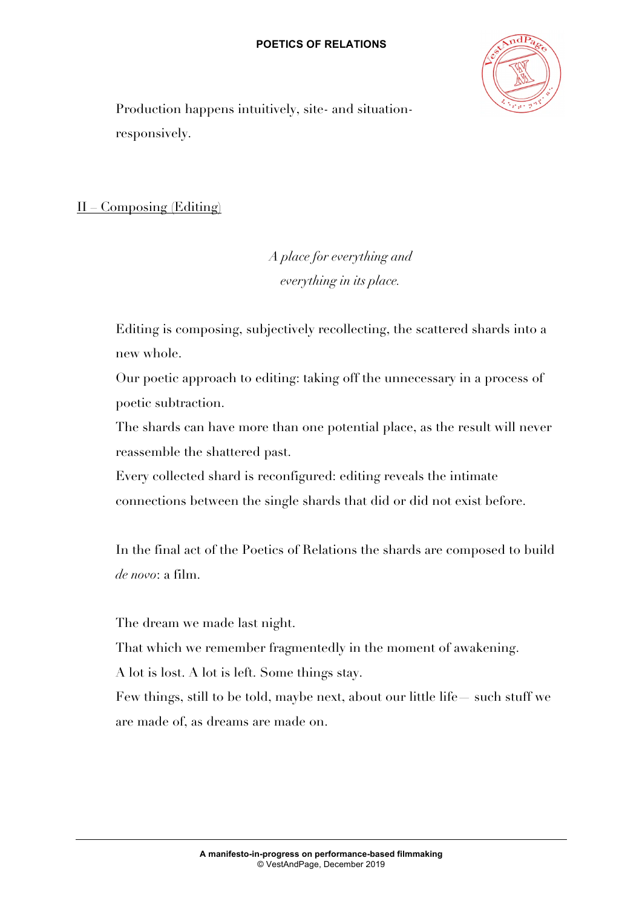Production happens intuitively, site- and situation-responsively.

## II – Composing (Editing)

*A place for everything and everything in its place.*

Editing is composing, subjectively recollecting, the scattered shards into a new whole.

Our poetic approach to editing: taking off the unnecessary in a process of poetic subtraction.

The shards can have more than one potential place, as the result will never reassemble the shattered past.

Every collected shard is reconfigured: editing reveals the intimate connections between the single shards that did or did not exist before.

In the final act of the Poetics of Relations the shards are composed to build *de novo*: a film.

The dream we made last night.

That which we remember fragmentedly in the moment of awakening.

A lot is lost. A lot is left. Some things stay.

Few things, still to be told, maybe next, about our little life— such stuff we are made of, as dreams are made on.